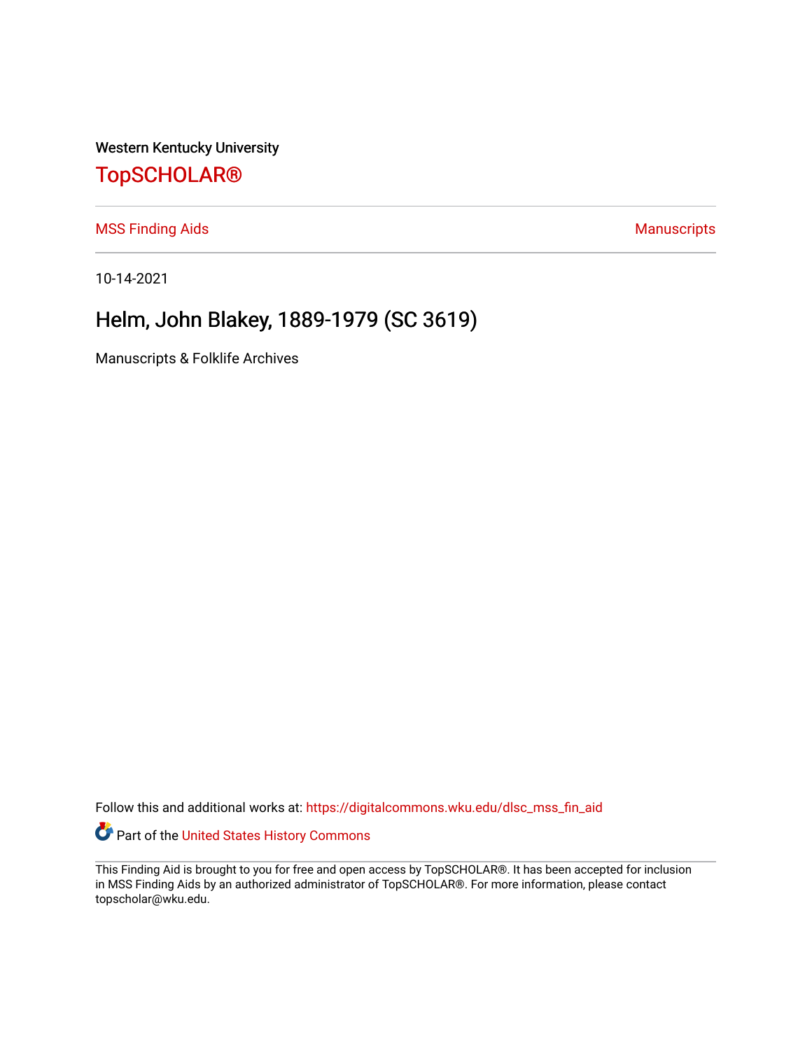Western Kentucky University

# TopSCHOLAR®

MSS Finding Aids

Manuscripts

10-14-2021

## Helm, John Blakey, 1889-1979 (SC 3619)

Manuscripts & Folklife Archives

Follow this and additional works at: https://digitalcommons.wku.edu/dlsc_mss_fin_aid

Part of the United States History Commons

This Finding Aid is brought to you for free and open access by TopSCHOLAR®. It has been accepted for inclusion in MSS Finding Aids by an authorized administrator of TopSCHOLAR®. For more information, please contact topscholar@wku.edu.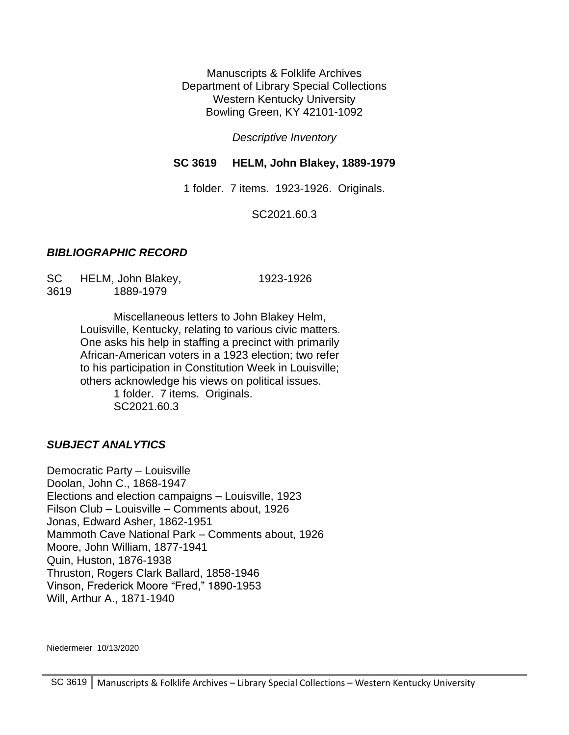Manuscripts & Folklife Archives
Department of Library Special Collections
Western Kentucky University
Bowling Green, KY 42101-1092

*Descriptive Inventory*

**SC 3619 HELM, John Blakey, 1889-1979**

1 folder. 7 items. 1923-1926. Originals.

SC2021.60.3

### *BIBLIOGRAPHIC RECORD*

SC 3619 HELM, John Blakey, 1889-1979 1923-1926

Miscellaneous letters to John Blakey Helm, Louisville, Kentucky, relating to various civic matters. One asks his help in staffing a precinct with primarily African-American voters in a 1923 election; two refer to his participation in Constitution Week in Louisville; others acknowledge his views on political issues.
1 folder. 7 items. Originals.
SC2021.60.3

### *SUBJECT ANALYTICS*

Democratic Party – Louisville
Doolan, John C., 1868-1947
Elections and election campaigns – Louisville, 1923
Filson Club – Louisville – Comments about, 1926
Jonas, Edward Asher, 1862-1951
Mammoth Cave National Park – Comments about, 1926
Moore, John William, 1877-1941
Quin, Huston, 1876-1938
Thruston, Rogers Clark Ballard, 1858-1946
Vinson, Frederick Moore "Fred," 1890-1953
Will, Arthur A., 1871-1940

Niedermeier 10/13/2020